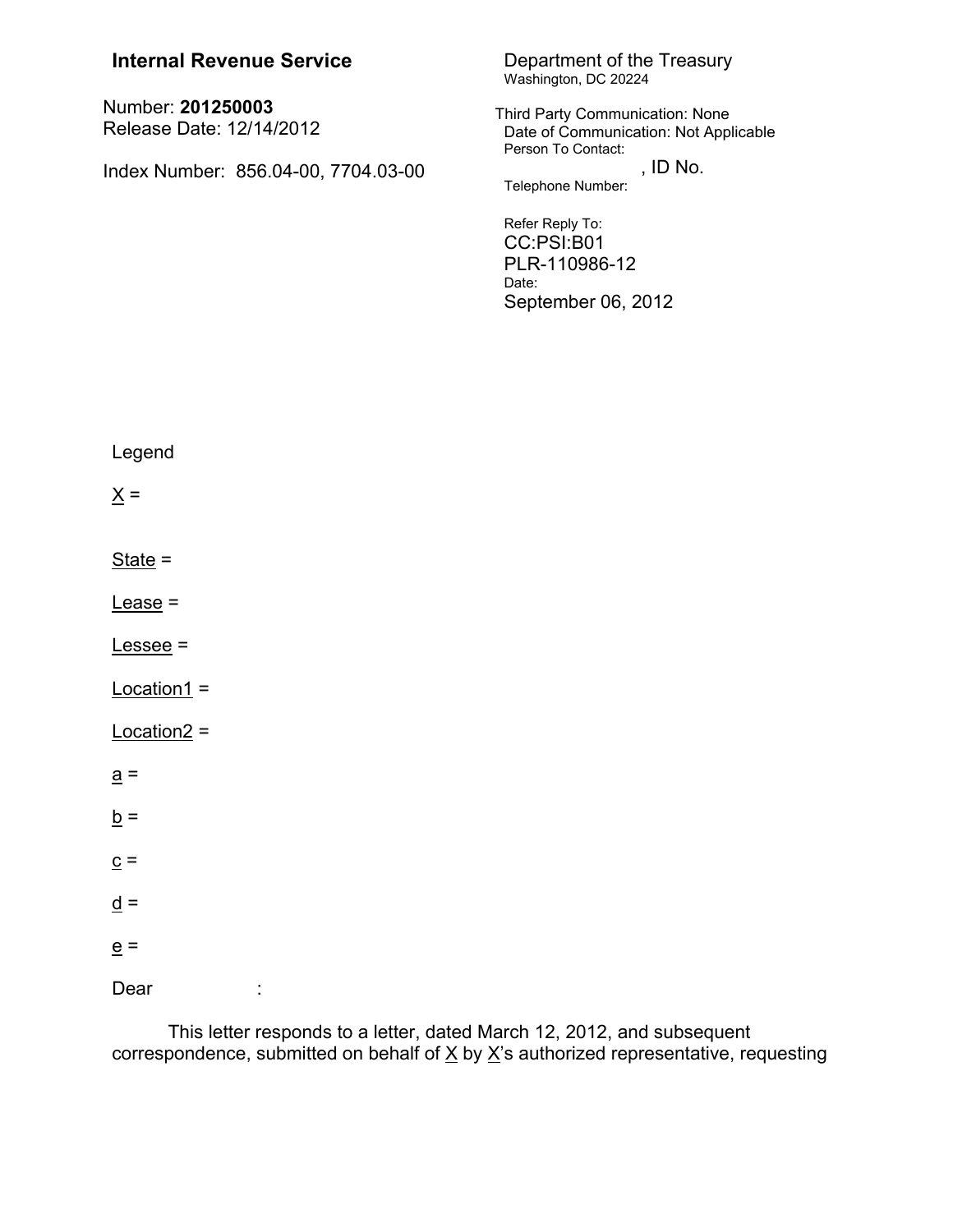**Internal Revenue Service**

Number: **201250003**
Release Date: 12/14/2012

Index Number: 856.04-00, 7704.03-00

Department of the Treasury
Washington, DC 20224

Third Party Communication: None
Date of Communication: Not Applicable
Person To Contact:
, ID No.
Telephone Number:

Refer Reply To:
CC:PSI:B01
PLR-110986-12
Date:
September 06, 2012

Legend

X =

State =

Lease =

Lessee =

Location1 =

Location2 =

a =

b =

c =

d =

e =

Dear :

This letter responds to a letter, dated March 12, 2012, and subsequent correspondence, submitted on behalf of X by X's authorized representative, requesting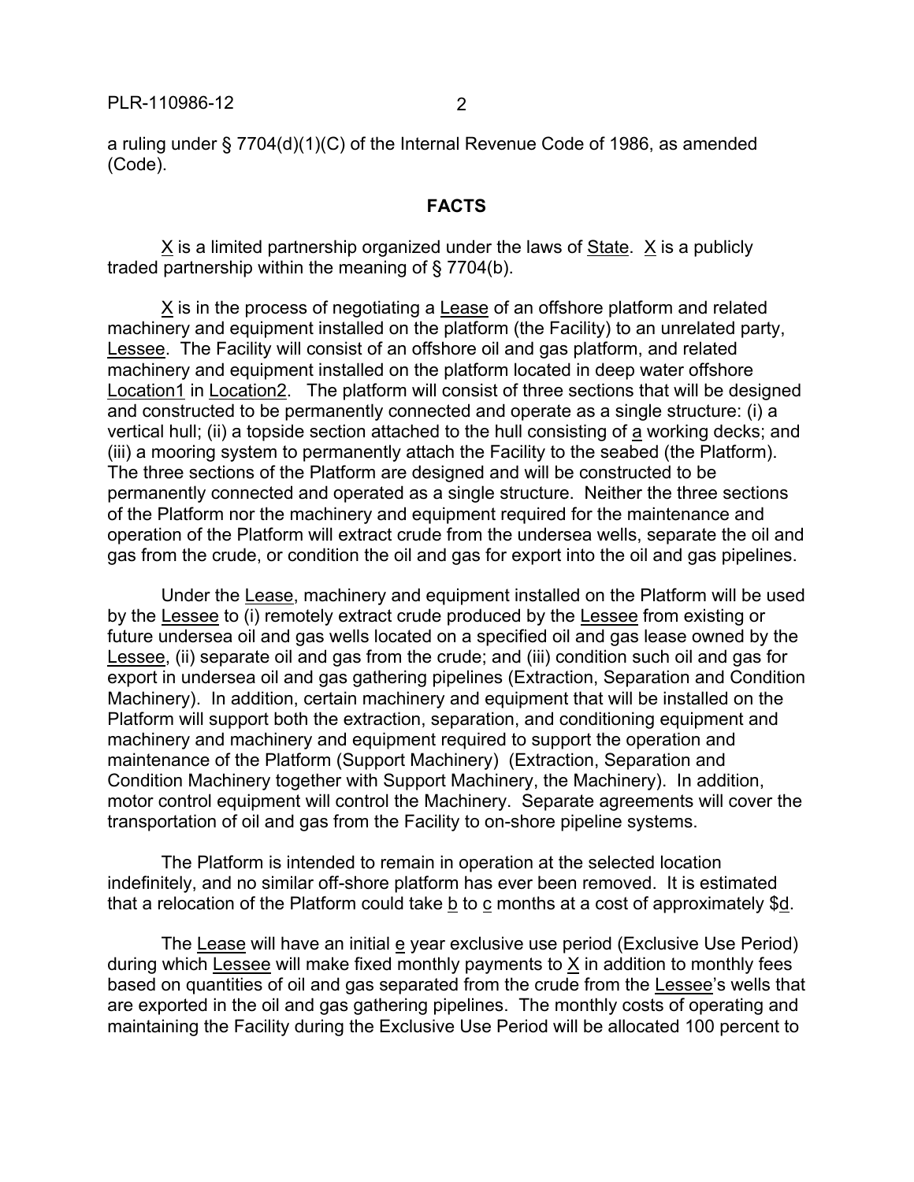a ruling under § 7704(d)(1)(C) of the Internal Revenue Code of 1986, as amended (Code).

## FACTS

X is a limited partnership organized under the laws of State. X is a publicly traded partnership within the meaning of § 7704(b).

X is in the process of negotiating a Lease of an offshore platform and related machinery and equipment installed on the platform (the Facility) to an unrelated party, Lessee. The Facility will consist of an offshore oil and gas platform, and related machinery and equipment installed on the platform located in deep water offshore Location1 in Location2. The platform will consist of three sections that will be designed and constructed to be permanently connected and operate as a single structure: (i) a vertical hull; (ii) a topside section attached to the hull consisting of a working decks; and (iii) a mooring system to permanently attach the Facility to the seabed (the Platform). The three sections of the Platform are designed and will be constructed to be permanently connected and operated as a single structure. Neither the three sections of the Platform nor the machinery and equipment required for the maintenance and operation of the Platform will extract crude from the undersea wells, separate the oil and gas from the crude, or condition the oil and gas for export into the oil and gas pipelines.

Under the Lease, machinery and equipment installed on the Platform will be used by the Lessee to (i) remotely extract crude produced by the Lessee from existing or future undersea oil and gas wells located on a specified oil and gas lease owned by the Lessee, (ii) separate oil and gas from the crude; and (iii) condition such oil and gas for export in undersea oil and gas gathering pipelines (Extraction, Separation and Condition Machinery). In addition, certain machinery and equipment that will be installed on the Platform will support both the extraction, separation, and conditioning equipment and machinery and machinery and equipment required to support the operation and maintenance of the Platform (Support Machinery) (Extraction, Separation and Condition Machinery together with Support Machinery, the Machinery). In addition, motor control equipment will control the Machinery. Separate agreements will cover the transportation of oil and gas from the Facility to on-shore pipeline systems.

The Platform is intended to remain in operation at the selected location indefinitely, and no similar off-shore platform has ever been removed. It is estimated that a relocation of the Platform could take b to c months at a cost of approximately $d.

The Lease will have an initial e year exclusive use period (Exclusive Use Period) during which Lessee will make fixed monthly payments to X in addition to monthly fees based on quantities of oil and gas separated from the crude from the Lessee's wells that are exported in the oil and gas gathering pipelines. The monthly costs of operating and maintaining the Facility during the Exclusive Use Period will be allocated 100 percent to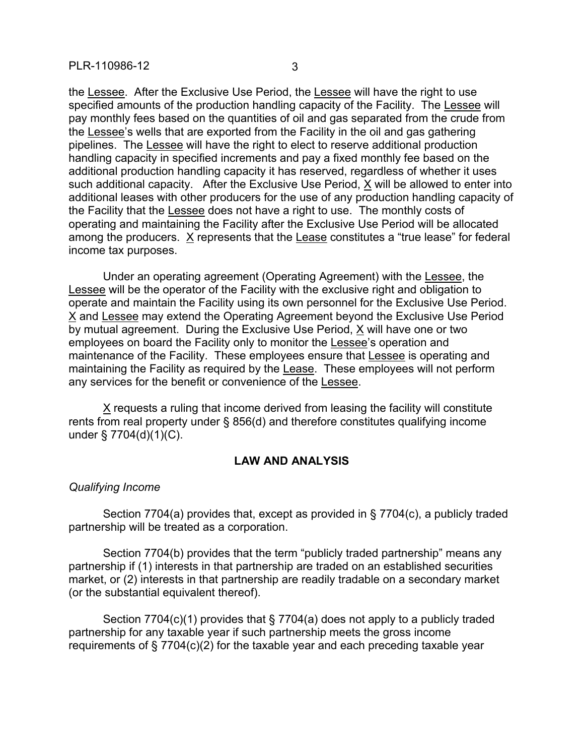the Lessee. After the Exclusive Use Period, the Lessee will have the right to use specified amounts of the production handling capacity of the Facility. The Lessee will pay monthly fees based on the quantities of oil and gas separated from the crude from the Lessee's wells that are exported from the Facility in the oil and gas gathering pipelines. The Lessee will have the right to elect to reserve additional production handling capacity in specified increments and pay a fixed monthly fee based on the additional production handling capacity it has reserved, regardless of whether it uses such additional capacity. After the Exclusive Use Period, X will be allowed to enter into additional leases with other producers for the use of any production handling capacity of the Facility that the Lessee does not have a right to use. The monthly costs of operating and maintaining the Facility after the Exclusive Use Period will be allocated among the producers. X represents that the Lease constitutes a "true lease" for federal income tax purposes.

Under an operating agreement (Operating Agreement) with the Lessee, the Lessee will be the operator of the Facility with the exclusive right and obligation to operate and maintain the Facility using its own personnel for the Exclusive Use Period. X and Lessee may extend the Operating Agreement beyond the Exclusive Use Period by mutual agreement. During the Exclusive Use Period, X will have one or two employees on board the Facility only to monitor the Lessee's operation and maintenance of the Facility. These employees ensure that Lessee is operating and maintaining the Facility as required by the Lease. These employees will not perform any services for the benefit or convenience of the Lessee.

X requests a ruling that income derived from leasing the facility will constitute rents from real property under § 856(d) and therefore constitutes qualifying income under § 7704(d)(1)(C).

## LAW AND ANALYSIS

*Qualifying Income*

Section 7704(a) provides that, except as provided in § 7704(c), a publicly traded partnership will be treated as a corporation.

Section 7704(b) provides that the term "publicly traded partnership" means any partnership if (1) interests in that partnership are traded on an established securities market, or (2) interests in that partnership are readily tradable on a secondary market (or the substantial equivalent thereof).

Section 7704(c)(1) provides that § 7704(a) does not apply to a publicly traded partnership for any taxable year if such partnership meets the gross income requirements of § 7704(c)(2) for the taxable year and each preceding taxable year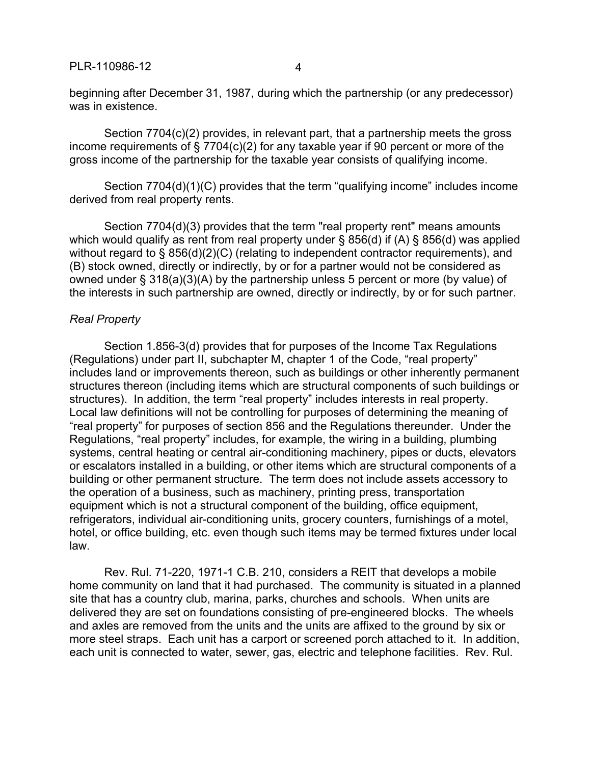beginning after December 31, 1987, during which the partnership (or any predecessor) was in existence.

Section 7704(c)(2) provides, in relevant part, that a partnership meets the gross income requirements of § 7704(c)(2) for any taxable year if 90 percent or more of the gross income of the partnership for the taxable year consists of qualifying income.

Section 7704(d)(1)(C) provides that the term “qualifying income” includes income derived from real property rents.

Section 7704(d)(3) provides that the term "real property rent" means amounts which would qualify as rent from real property under § 856(d) if (A) § 856(d) was applied without regard to § 856(d)(2)(C) (relating to independent contractor requirements), and (B) stock owned, directly or indirectly, by or for a partner would not be considered as owned under § 318(a)(3)(A) by the partnership unless 5 percent or more (by value) of the interests in such partnership are owned, directly or indirectly, by or for such partner.

*Real Property*

Section 1.856-3(d) provides that for purposes of the Income Tax Regulations (Regulations) under part II, subchapter M, chapter 1 of the Code, “real property” includes land or improvements thereon, such as buildings or other inherently permanent structures thereon (including items which are structural components of such buildings or structures). In addition, the term “real property” includes interests in real property. Local law definitions will not be controlling for purposes of determining the meaning of “real property” for purposes of section 856 and the Regulations thereunder. Under the Regulations, “real property” includes, for example, the wiring in a building, plumbing systems, central heating or central air-conditioning machinery, pipes or ducts, elevators or escalators installed in a building, or other items which are structural components of a building or other permanent structure. The term does not include assets accessory to the operation of a business, such as machinery, printing press, transportation equipment which is not a structural component of the building, office equipment, refrigerators, individual air-conditioning units, grocery counters, furnishings of a motel, hotel, or office building, etc. even though such items may be termed fixtures under local law.

Rev. Rul. 71-220, 1971-1 C.B. 210, considers a REIT that develops a mobile home community on land that it had purchased. The community is situated in a planned site that has a country club, marina, parks, churches and schools. When units are delivered they are set on foundations consisting of pre-engineered blocks. The wheels and axles are removed from the units and the units are affixed to the ground by six or more steel straps. Each unit has a carport or screened porch attached to it. In addition, each unit is connected to water, sewer, gas, electric and telephone facilities. Rev. Rul.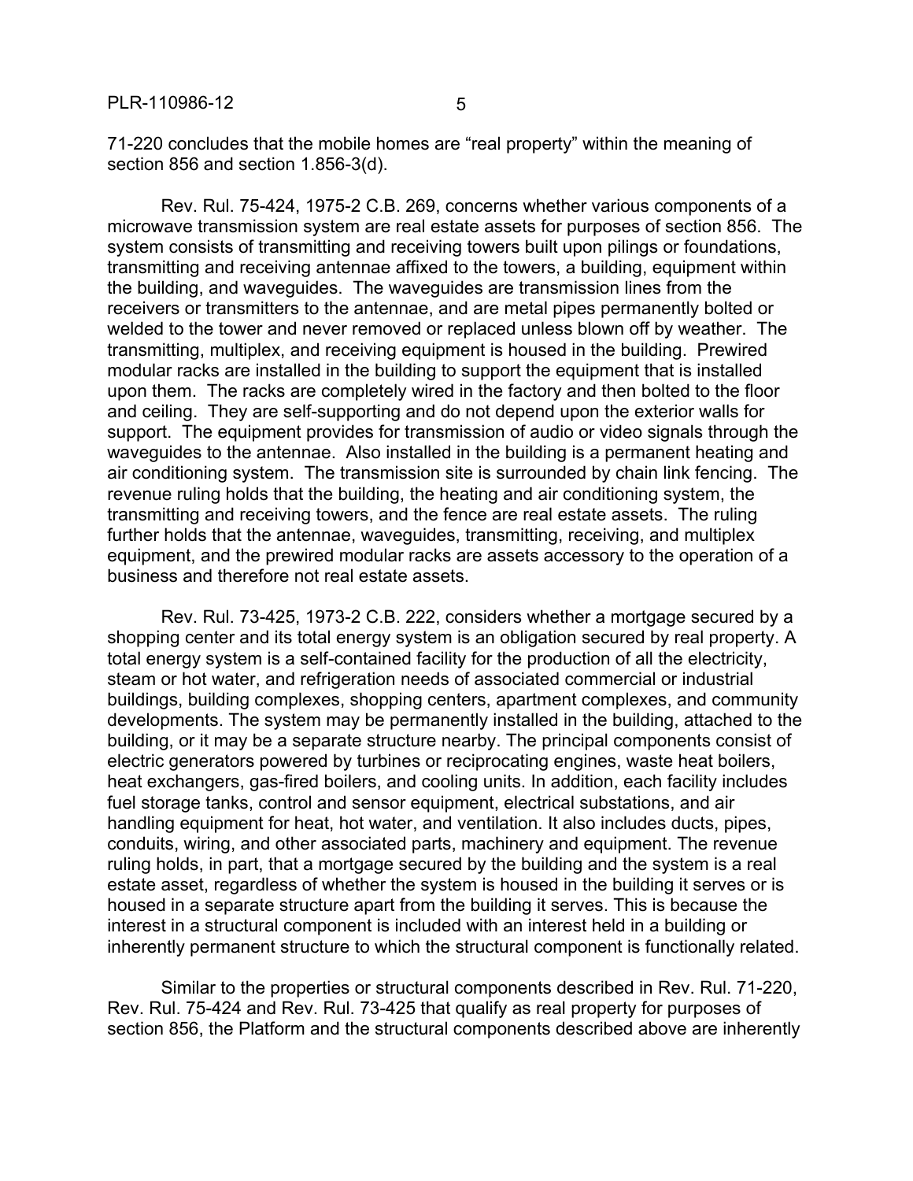71-220 concludes that the mobile homes are "real property" within the meaning of section 856 and section 1.856-3(d).

Rev. Rul. 75-424, 1975-2 C.B. 269, concerns whether various components of a microwave transmission system are real estate assets for purposes of section 856. The system consists of transmitting and receiving towers built upon pilings or foundations, transmitting and receiving antennae affixed to the towers, a building, equipment within the building, and waveguides. The waveguides are transmission lines from the receivers or transmitters to the antennae, and are metal pipes permanently bolted or welded to the tower and never removed or replaced unless blown off by weather. The transmitting, multiplex, and receiving equipment is housed in the building. Prewired modular racks are installed in the building to support the equipment that is installed upon them. The racks are completely wired in the factory and then bolted to the floor and ceiling. They are self-supporting and do not depend upon the exterior walls for support. The equipment provides for transmission of audio or video signals through the waveguides to the antennae. Also installed in the building is a permanent heating and air conditioning system. The transmission site is surrounded by chain link fencing. The revenue ruling holds that the building, the heating and air conditioning system, the transmitting and receiving towers, and the fence are real estate assets. The ruling further holds that the antennae, waveguides, transmitting, receiving, and multiplex equipment, and the prewired modular racks are assets accessory to the operation of a business and therefore not real estate assets.

Rev. Rul. 73-425, 1973-2 C.B. 222, considers whether a mortgage secured by a shopping center and its total energy system is an obligation secured by real property. A total energy system is a self-contained facility for the production of all the electricity, steam or hot water, and refrigeration needs of associated commercial or industrial buildings, building complexes, shopping centers, apartment complexes, and community developments. The system may be permanently installed in the building, attached to the building, or it may be a separate structure nearby. The principal components consist of electric generators powered by turbines or reciprocating engines, waste heat boilers, heat exchangers, gas-fired boilers, and cooling units. In addition, each facility includes fuel storage tanks, control and sensor equipment, electrical substations, and air handling equipment for heat, hot water, and ventilation. It also includes ducts, pipes, conduits, wiring, and other associated parts, machinery and equipment. The revenue ruling holds, in part, that a mortgage secured by the building and the system is a real estate asset, regardless of whether the system is housed in the building it serves or is housed in a separate structure apart from the building it serves. This is because the interest in a structural component is included with an interest held in a building or inherently permanent structure to which the structural component is functionally related.

Similar to the properties or structural components described in Rev. Rul. 71-220, Rev. Rul. 75-424 and Rev. Rul. 73-425 that qualify as real property for purposes of section 856, the Platform and the structural components described above are inherently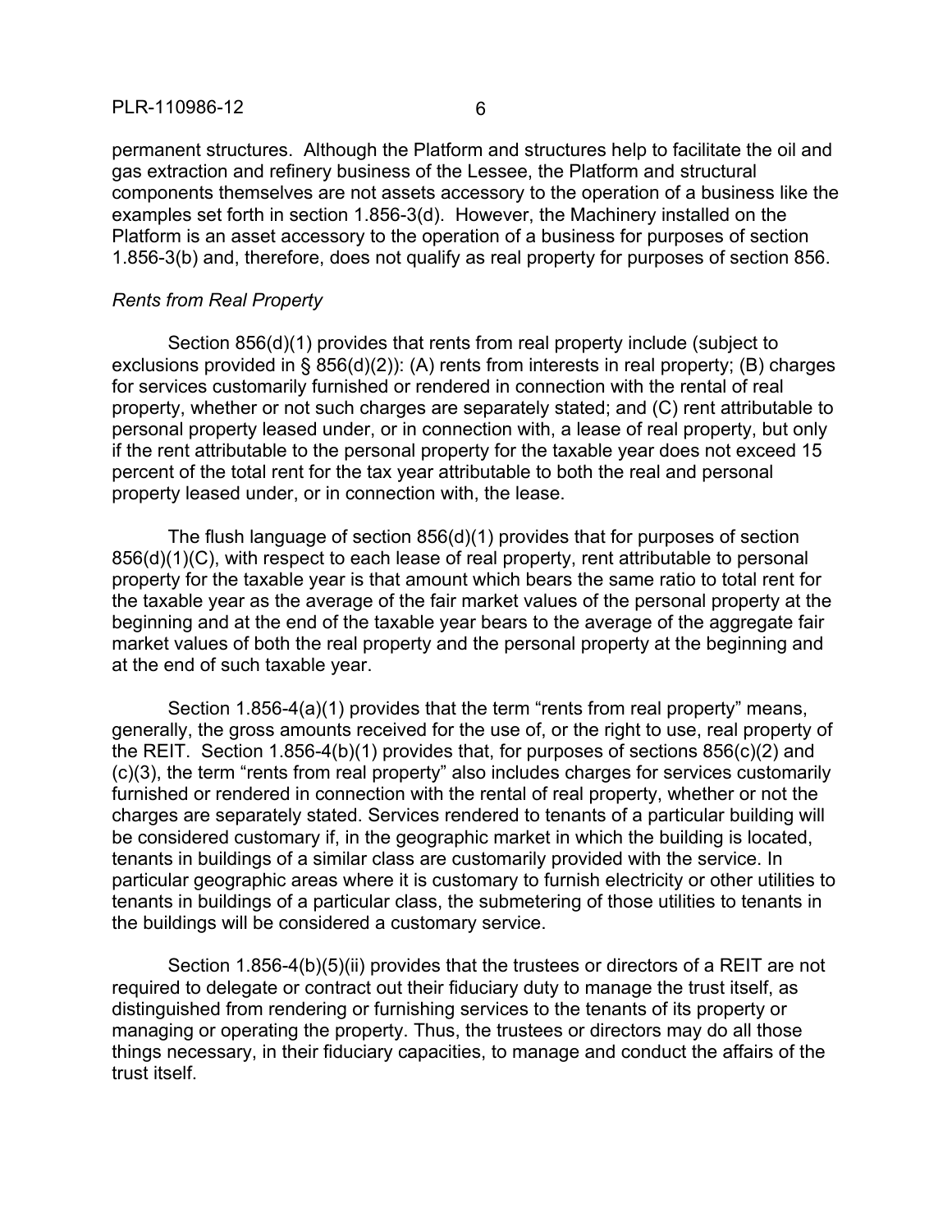permanent structures. Although the Platform and structures help to facilitate the oil and gas extraction and refinery business of the Lessee, the Platform and structural components themselves are not assets accessory to the operation of a business like the examples set forth in section 1.856-3(d). However, the Machinery installed on the Platform is an asset accessory to the operation of a business for purposes of section 1.856-3(b) and, therefore, does not qualify as real property for purposes of section 856.

*Rents from Real Property*

Section 856(d)(1) provides that rents from real property include (subject to exclusions provided in § 856(d)(2)): (A) rents from interests in real property; (B) charges for services customarily furnished or rendered in connection with the rental of real property, whether or not such charges are separately stated; and (C) rent attributable to personal property leased under, or in connection with, a lease of real property, but only if the rent attributable to the personal property for the taxable year does not exceed 15 percent of the total rent for the tax year attributable to both the real and personal property leased under, or in connection with, the lease.

The flush language of section 856(d)(1) provides that for purposes of section 856(d)(1)(C), with respect to each lease of real property, rent attributable to personal property for the taxable year is that amount which bears the same ratio to total rent for the taxable year as the average of the fair market values of the personal property at the beginning and at the end of the taxable year bears to the average of the aggregate fair market values of both the real property and the personal property at the beginning and at the end of such taxable year.

Section 1.856-4(a)(1) provides that the term "rents from real property" means, generally, the gross amounts received for the use of, or the right to use, real property of the REIT. Section 1.856-4(b)(1) provides that, for purposes of sections 856(c)(2) and (c)(3), the term "rents from real property" also includes charges for services customarily furnished or rendered in connection with the rental of real property, whether or not the charges are separately stated. Services rendered to tenants of a particular building will be considered customary if, in the geographic market in which the building is located, tenants in buildings of a similar class are customarily provided with the service. In particular geographic areas where it is customary to furnish electricity or other utilities to tenants in buildings of a particular class, the submetering of those utilities to tenants in the buildings will be considered a customary service.

Section 1.856-4(b)(5)(ii) provides that the trustees or directors of a REIT are not required to delegate or contract out their fiduciary duty to manage the trust itself, as distinguished from rendering or furnishing services to the tenants of its property or managing or operating the property. Thus, the trustees or directors may do all those things necessary, in their fiduciary capacities, to manage and conduct the affairs of the trust itself.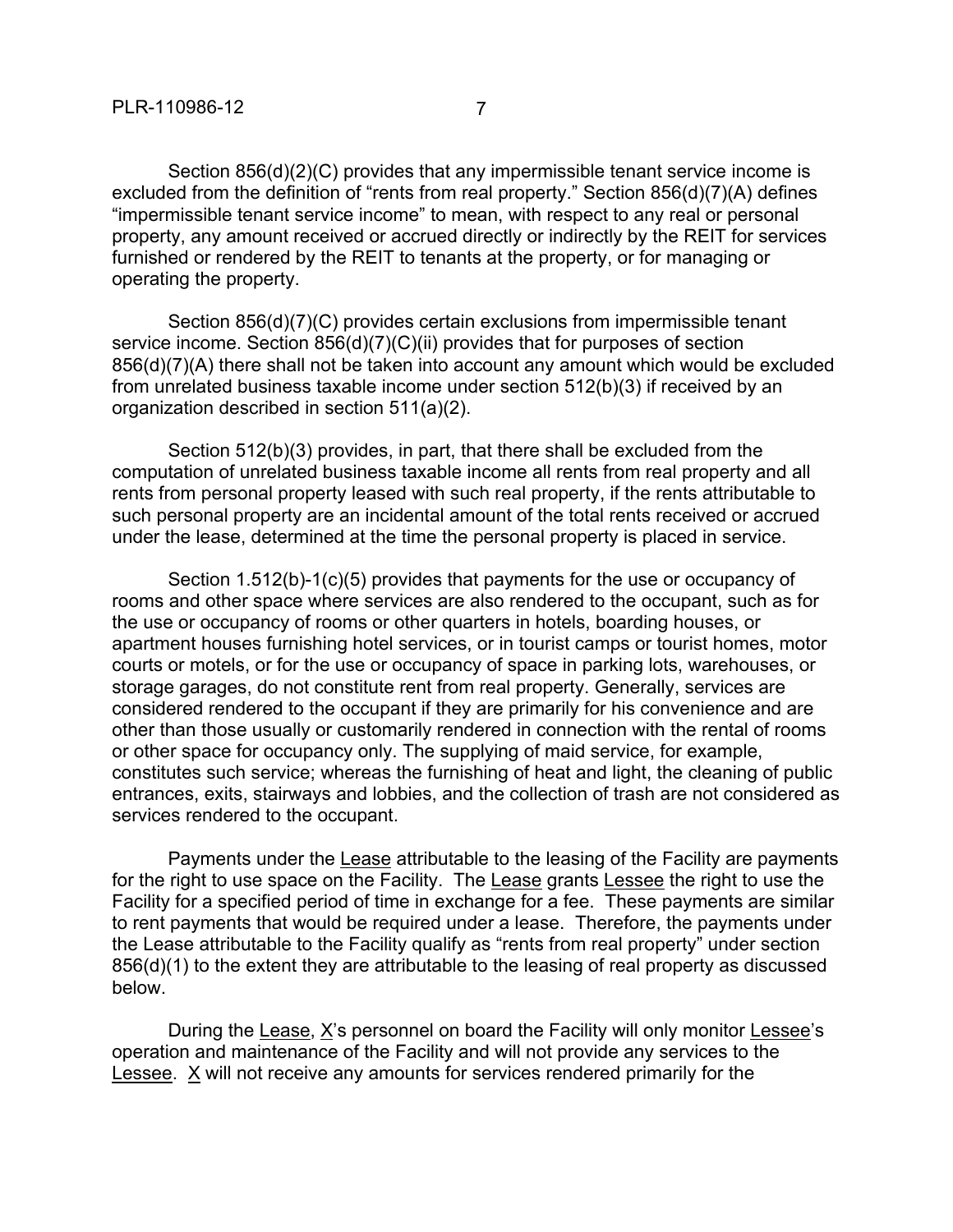Section 856(d)(2)(C) provides that any impermissible tenant service income is excluded from the definition of "rents from real property." Section 856(d)(7)(A) defines "impermissible tenant service income" to mean, with respect to any real or personal property, any amount received or accrued directly or indirectly by the REIT for services furnished or rendered by the REIT to tenants at the property, or for managing or operating the property.

Section 856(d)(7)(C) provides certain exclusions from impermissible tenant service income. Section 856(d)(7)(C)(ii) provides that for purposes of section 856(d)(7)(A) there shall not be taken into account any amount which would be excluded from unrelated business taxable income under section 512(b)(3) if received by an organization described in section 511(a)(2).

Section 512(b)(3) provides, in part, that there shall be excluded from the computation of unrelated business taxable income all rents from real property and all rents from personal property leased with such real property, if the rents attributable to such personal property are an incidental amount of the total rents received or accrued under the lease, determined at the time the personal property is placed in service.

Section 1.512(b)-1(c)(5) provides that payments for the use or occupancy of rooms and other space where services are also rendered to the occupant, such as for the use or occupancy of rooms or other quarters in hotels, boarding houses, or apartment houses furnishing hotel services, or in tourist camps or tourist homes, motor courts or motels, or for the use or occupancy of space in parking lots, warehouses, or storage garages, do not constitute rent from real property. Generally, services are considered rendered to the occupant if they are primarily for his convenience and are other than those usually or customarily rendered in connection with the rental of rooms or other space for occupancy only. The supplying of maid service, for example, constitutes such service; whereas the furnishing of heat and light, the cleaning of public entrances, exits, stairways and lobbies, and the collection of trash are not considered as services rendered to the occupant.

Payments under the Lease attributable to the leasing of the Facility are payments for the right to use space on the Facility. The Lease grants Lessee the right to use the Facility for a specified period of time in exchange for a fee. These payments are similar to rent payments that would be required under a lease. Therefore, the payments under the Lease attributable to the Facility qualify as "rents from real property" under section 856(d)(1) to the extent they are attributable to the leasing of real property as discussed below.

During the Lease, X's personnel on board the Facility will only monitor Lessee's operation and maintenance of the Facility and will not provide any services to the Lessee. X will not receive any amounts for services rendered primarily for the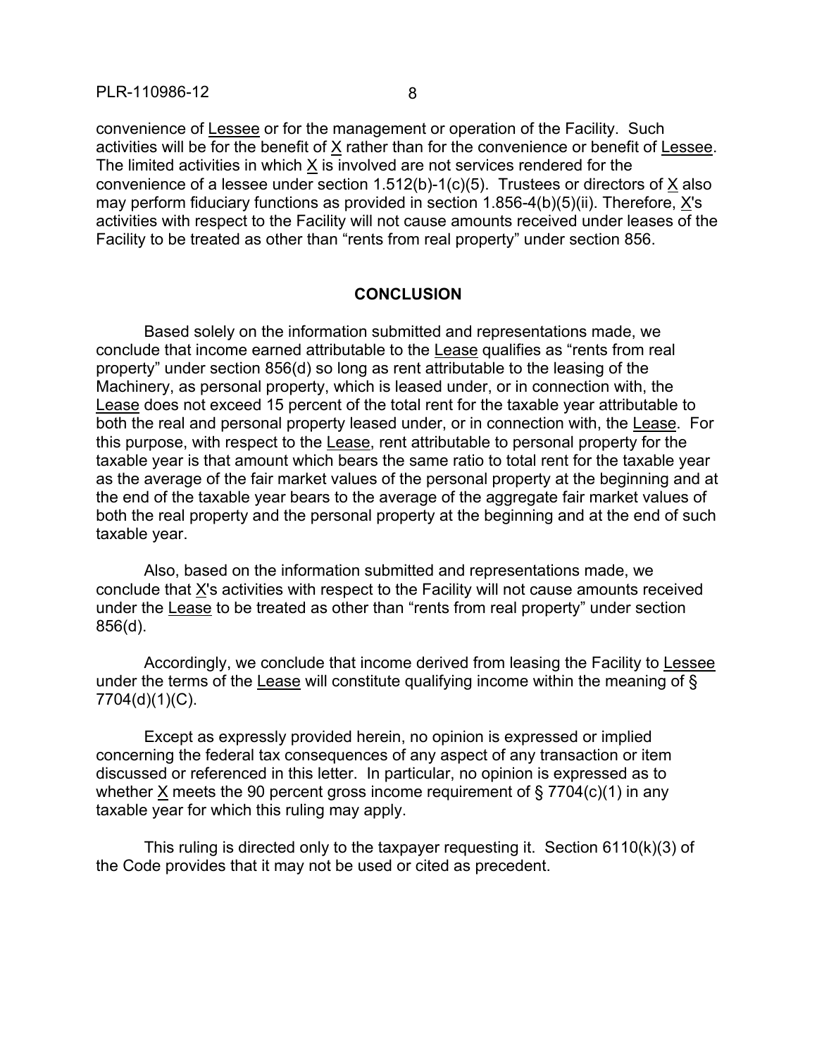convenience of Lessee or for the management or operation of the Facility. Such activities will be for the benefit of X rather than for the convenience or benefit of Lessee. The limited activities in which X is involved are not services rendered for the convenience of a lessee under section 1.512(b)-1(c)(5). Trustees or directors of X also may perform fiduciary functions as provided in section 1.856-4(b)(5)(ii). Therefore, X's activities with respect to the Facility will not cause amounts received under leases of the Facility to be treated as other than "rents from real property" under section 856.

## CONCLUSION

Based solely on the information submitted and representations made, we conclude that income earned attributable to the Lease qualifies as "rents from real property" under section 856(d) so long as rent attributable to the leasing of the Machinery, as personal property, which is leased under, or in connection with, the Lease does not exceed 15 percent of the total rent for the taxable year attributable to both the real and personal property leased under, or in connection with, the Lease. For this purpose, with respect to the Lease, rent attributable to personal property for the taxable year is that amount which bears the same ratio to total rent for the taxable year as the average of the fair market values of the personal property at the beginning and at the end of the taxable year bears to the average of the aggregate fair market values of both the real property and the personal property at the beginning and at the end of such taxable year.

Also, based on the information submitted and representations made, we conclude that X's activities with respect to the Facility will not cause amounts received under the Lease to be treated as other than "rents from real property" under section 856(d).

Accordingly, we conclude that income derived from leasing the Facility to Lessee under the terms of the Lease will constitute qualifying income within the meaning of § 7704(d)(1)(C).

Except as expressly provided herein, no opinion is expressed or implied concerning the federal tax consequences of any aspect of any transaction or item discussed or referenced in this letter. In particular, no opinion is expressed as to whether X meets the 90 percent gross income requirement of § 7704(c)(1) in any taxable year for which this ruling may apply.

This ruling is directed only to the taxpayer requesting it. Section 6110(k)(3) of the Code provides that it may not be used or cited as precedent.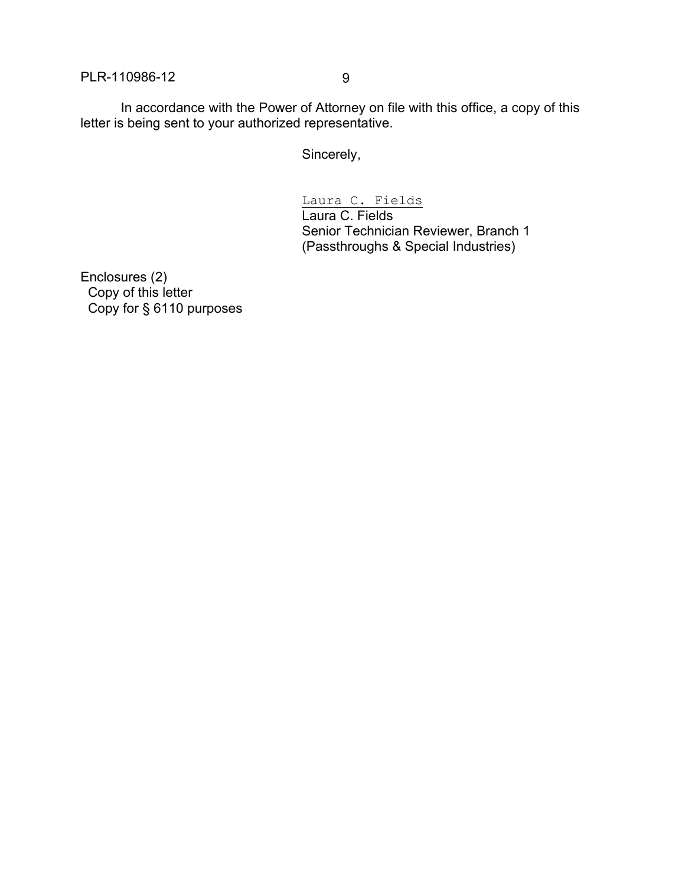In accordance with the Power of Attorney on file with this office, a copy of this letter is being sent to your authorized representative.

Sincerely,

Laura C. Fields
Laura C. Fields
Senior Technician Reviewer, Branch 1
(Passthroughs & Special Industries)

Enclosures (2)
Copy of this letter
Copy for § 6110 purposes